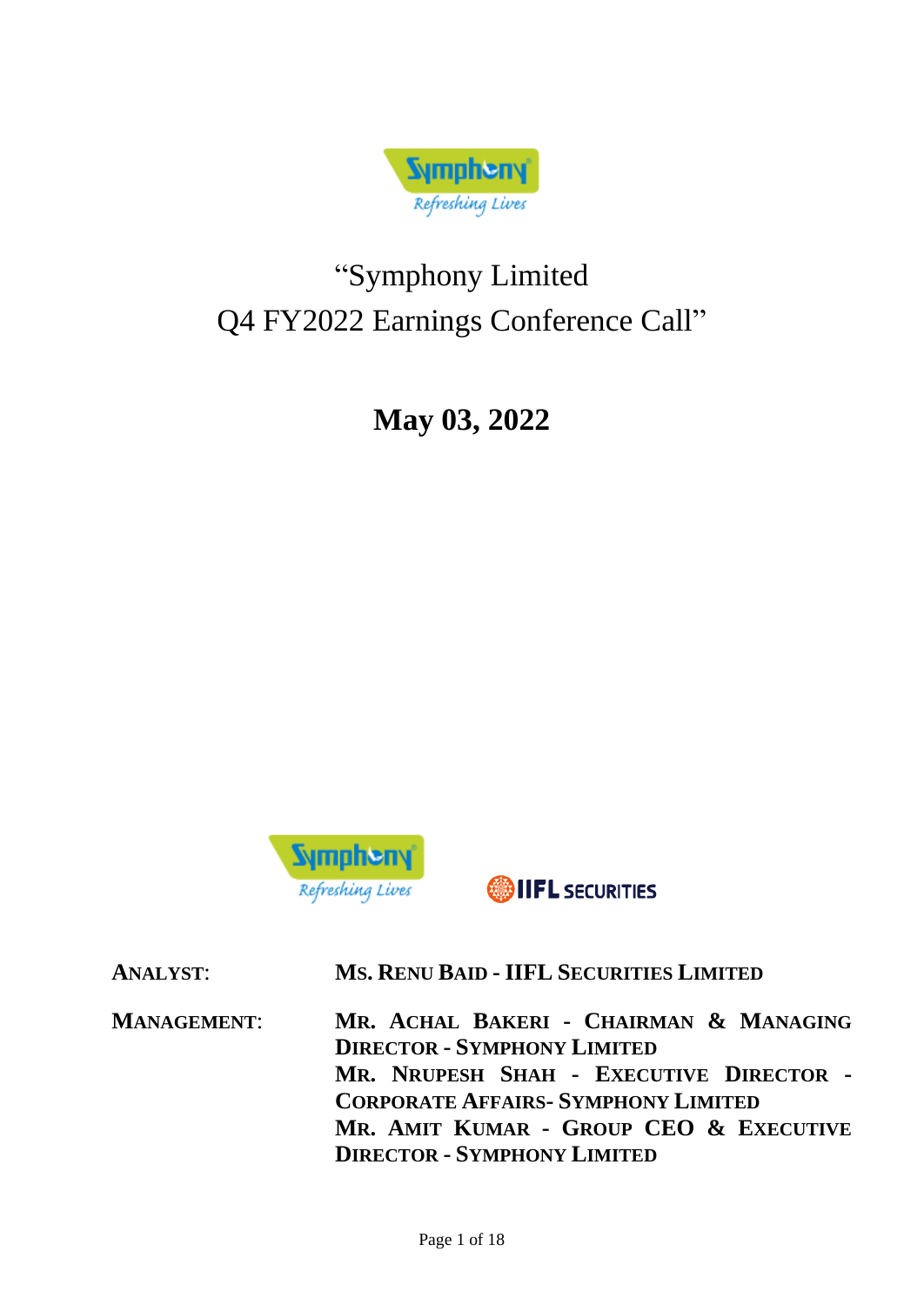# "Symphony Limited Q4 FY2022 Earnings Conference Call"

## May 03, 2022

**ANALYST:** **MS. RENU BAID - IIFL SECURITIES LIMITED**

**MANAGEMENT:** **MR. ACHAL BAKERI - CHAIRMAN & MANAGING DIRECTOR - SYMPHONY LIMITED**
**MR. NRUPESH SHAH - EXECUTIVE DIRECTOR - CORPORATE AFFAIRS- SYMPHONY LIMITED**
**MR. AMIT KUMAR - GROUP CEO & EXECUTIVE DIRECTOR - SYMPHONY LIMITED**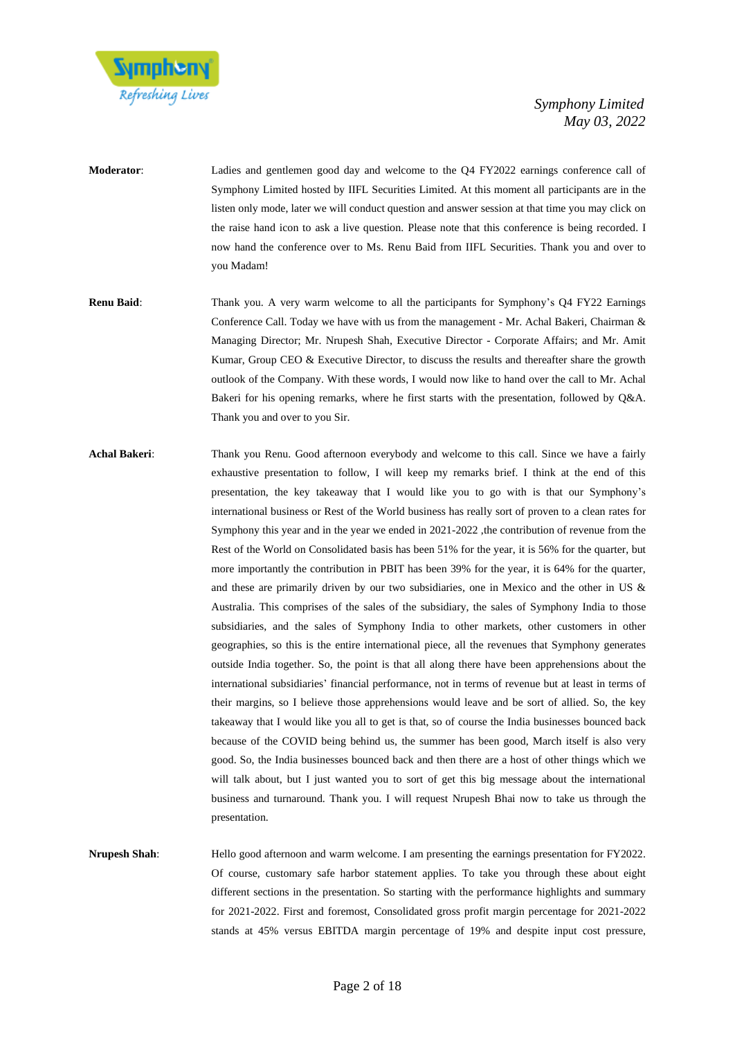**Moderator**: Ladies and gentlemen good day and welcome to the Q4 FY2022 earnings conference call of Symphony Limited hosted by IIFL Securities Limited. At this moment all participants are in the listen only mode, later we will conduct question and answer session at that time you may click on the raise hand icon to ask a live question. Please note that this conference is being recorded. I now hand the conference over to Ms. Renu Baid from IIFL Securities. Thank you and over to you Madam!

**Renu Baid**: Thank you. A very warm welcome to all the participants for Symphony's Q4 FY22 Earnings Conference Call. Today we have with us from the management - Mr. Achal Bakeri, Chairman & Managing Director; Mr. Nrupesh Shah, Executive Director - Corporate Affairs; and Mr. Amit Kumar, Group CEO & Executive Director, to discuss the results and thereafter share the growth outlook of the Company. With these words, I would now like to hand over the call to Mr. Achal Bakeri for his opening remarks, where he first starts with the presentation, followed by Q&A. Thank you and over to you Sir.

**Achal Bakeri**: Thank you Renu. Good afternoon everybody and welcome to this call. Since we have a fairly exhaustive presentation to follow, I will keep my remarks brief. I think at the end of this presentation, the key takeaway that I would like you to go with is that our Symphony's international business or Rest of the World business has really sort of proven to a clean rates for Symphony this year and in the year we ended in 2021-2022 ,the contribution of revenue from the Rest of the World on Consolidated basis has been 51% for the year, it is 56% for the quarter, but more importantly the contribution in PBIT has been 39% for the year, it is 64% for the quarter, and these are primarily driven by our two subsidiaries, one in Mexico and the other in US & Australia. This comprises of the sales of the subsidiary, the sales of Symphony India to those subsidiaries, and the sales of Symphony India to other markets, other customers in other geographies, so this is the entire international piece, all the revenues that Symphony generates outside India together. So, the point is that all along there have been apprehensions about the international subsidiaries' financial performance, not in terms of revenue but at least in terms of their margins, so I believe those apprehensions would leave and be sort of allied. So, the key takeaway that I would like you all to get is that, so of course the India businesses bounced back because of the COVID being behind us, the summer has been good, March itself is also very good. So, the India businesses bounced back and then there are a host of other things which we will talk about, but I just wanted you to sort of get this big message about the international business and turnaround. Thank you. I will request Nrupesh Bhai now to take us through the presentation.

**Nrupesh Shah**: Hello good afternoon and warm welcome. I am presenting the earnings presentation for FY2022. Of course, customary safe harbor statement applies. To take you through these about eight different sections in the presentation. So starting with the performance highlights and summary for 2021-2022. First and foremost, Consolidated gross profit margin percentage for 2021-2022 stands at 45% versus EBITDA margin percentage of 19% and despite input cost pressure,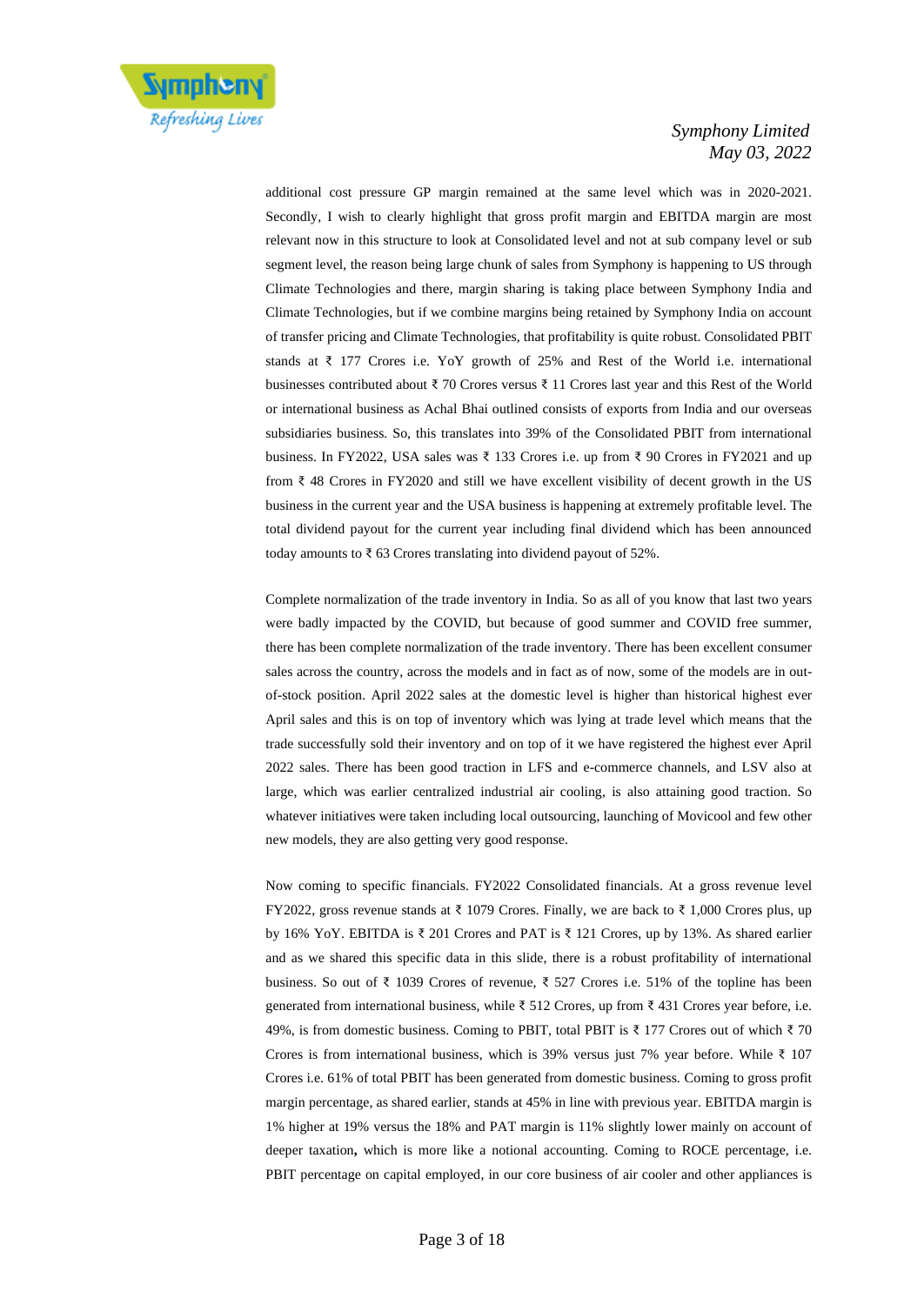additional cost pressure GP margin remained at the same level which was in 2020-2021. Secondly, I wish to clearly highlight that gross profit margin and EBITDA margin are most relevant now in this structure to look at Consolidated level and not at sub company level or sub segment level, the reason being large chunk of sales from Symphony is happening to US through Climate Technologies and there, margin sharing is taking place between Symphony India and Climate Technologies, but if we combine margins being retained by Symphony India on account of transfer pricing and Climate Technologies, that profitability is quite robust. Consolidated PBIT stands at ₹ 177 Crores i.e. YoY growth of 25% and Rest of the World i.e. international businesses contributed about ₹ 70 Crores versus ₹ 11 Crores last year and this Rest of the World or international business as Achal Bhai outlined consists of exports from India and our overseas subsidiaries business. So, this translates into 39% of the Consolidated PBIT from international business. In FY2022, USA sales was ₹ 133 Crores i.e. up from ₹ 90 Crores in FY2021 and up from ₹ 48 Crores in FY2020 and still we have excellent visibility of decent growth in the US business in the current year and the USA business is happening at extremely profitable level. The total dividend payout for the current year including final dividend which has been announced today amounts to ₹ 63 Crores translating into dividend payout of 52%.

Complete normalization of the trade inventory in India. So as all of you know that last two years were badly impacted by the COVID, but because of good summer and COVID free summer, there has been complete normalization of the trade inventory. There has been excellent consumer sales across the country, across the models and in fact as of now, some of the models are in out-of-stock position. April 2022 sales at the domestic level is higher than historical highest ever April sales and this is on top of inventory which was lying at trade level which means that the trade successfully sold their inventory and on top of it we have registered the highest ever April 2022 sales. There has been good traction in LFS and e-commerce channels, and LSV also at large, which was earlier centralized industrial air cooling, is also attaining good traction. So whatever initiatives were taken including local outsourcing, launching of Movicool and few other new models, they are also getting very good response.

Now coming to specific financials. FY2022 Consolidated financials. At a gross revenue level FY2022, gross revenue stands at ₹ 1079 Crores. Finally, we are back to ₹ 1,000 Crores plus, up by 16% YoY. EBITDA is ₹ 201 Crores and PAT is ₹ 121 Crores, up by 13%. As shared earlier and as we shared this specific data in this slide, there is a robust profitability of international business. So out of ₹ 1039 Crores of revenue, ₹ 527 Crores i.e. 51% of the topline has been generated from international business, while ₹ 512 Crores, up from ₹ 431 Crores year before, i.e. 49%, is from domestic business. Coming to PBIT, total PBIT is ₹ 177 Crores out of which ₹ 70 Crores is from international business, which is 39% versus just 7% year before. While ₹ 107 Crores i.e. 61% of total PBIT has been generated from domestic business. Coming to gross profit margin percentage, as shared earlier, stands at 45% in line with previous year. EBITDA margin is 1% higher at 19% versus the 18% and PAT margin is 11% slightly lower mainly on account of deeper taxation**,** which is more like a notional accounting. Coming to ROCE percentage, i.e. PBIT percentage on capital employed, in our core business of air cooler and other appliances is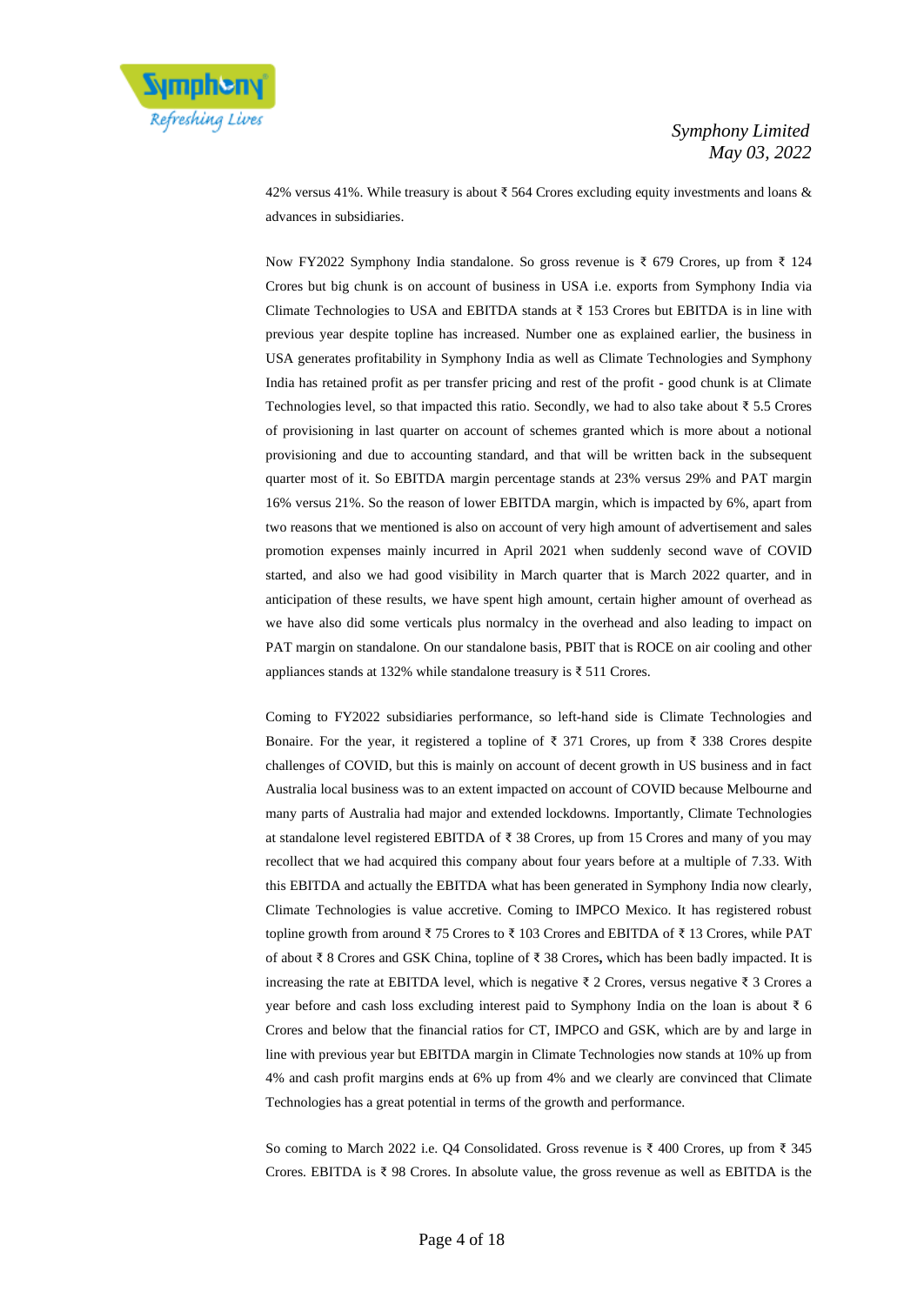42% versus 41%. While treasury is about ₹ 564 Crores excluding equity investments and loans & advances in subsidiaries.

Now FY2022 Symphony India standalone. So gross revenue is ₹ 679 Crores, up from ₹ 124 Crores but big chunk is on account of business in USA i.e. exports from Symphony India via Climate Technologies to USA and EBITDA stands at ₹ 153 Crores but EBITDA is in line with previous year despite topline has increased. Number one as explained earlier, the business in USA generates profitability in Symphony India as well as Climate Technologies and Symphony India has retained profit as per transfer pricing and rest of the profit - good chunk is at Climate Technologies level, so that impacted this ratio. Secondly, we had to also take about ₹ 5.5 Crores of provisioning in last quarter on account of schemes granted which is more about a notional provisioning and due to accounting standard, and that will be written back in the subsequent quarter most of it. So EBITDA margin percentage stands at 23% versus 29% and PAT margin 16% versus 21%. So the reason of lower EBITDA margin, which is impacted by 6%, apart from two reasons that we mentioned is also on account of very high amount of advertisement and sales promotion expenses mainly incurred in April 2021 when suddenly second wave of COVID started, and also we had good visibility in March quarter that is March 2022 quarter, and in anticipation of these results, we have spent high amount, certain higher amount of overhead as we have also did some verticals plus normalcy in the overhead and also leading to impact on PAT margin on standalone. On our standalone basis, PBIT that is ROCE on air cooling and other appliances stands at 132% while standalone treasury is ₹ 511 Crores.

Coming to FY2022 subsidiaries performance, so left-hand side is Climate Technologies and Bonaire. For the year, it registered a topline of ₹ 371 Crores, up from ₹ 338 Crores despite challenges of COVID, but this is mainly on account of decent growth in US business and in fact Australia local business was to an extent impacted on account of COVID because Melbourne and many parts of Australia had major and extended lockdowns. Importantly, Climate Technologies at standalone level registered EBITDA of ₹ 38 Crores, up from 15 Crores and many of you may recollect that we had acquired this company about four years before at a multiple of 7.33. With this EBITDA and actually the EBITDA what has been generated in Symphony India now clearly, Climate Technologies is value accretive. Coming to IMPCO Mexico. It has registered robust topline growth from around ₹ 75 Crores to ₹ 103 Crores and EBITDA of ₹ 13 Crores, while PAT of about ₹ 8 Crores and GSK China, topline of ₹ 38 Crores**,** which has been badly impacted. It is increasing the rate at EBITDA level, which is negative ₹ 2 Crores, versus negative ₹ 3 Crores a year before and cash loss excluding interest paid to Symphony India on the loan is about ₹ 6 Crores and below that the financial ratios for CT, IMPCO and GSK, which are by and large in line with previous year but EBITDA margin in Climate Technologies now stands at 10% up from 4% and cash profit margins ends at 6% up from 4% and we clearly are convinced that Climate Technologies has a great potential in terms of the growth and performance.

So coming to March 2022 i.e. Q4 Consolidated. Gross revenue is ₹ 400 Crores, up from ₹ 345 Crores. EBITDA is ₹ 98 Crores. In absolute value, the gross revenue as well as EBITDA is the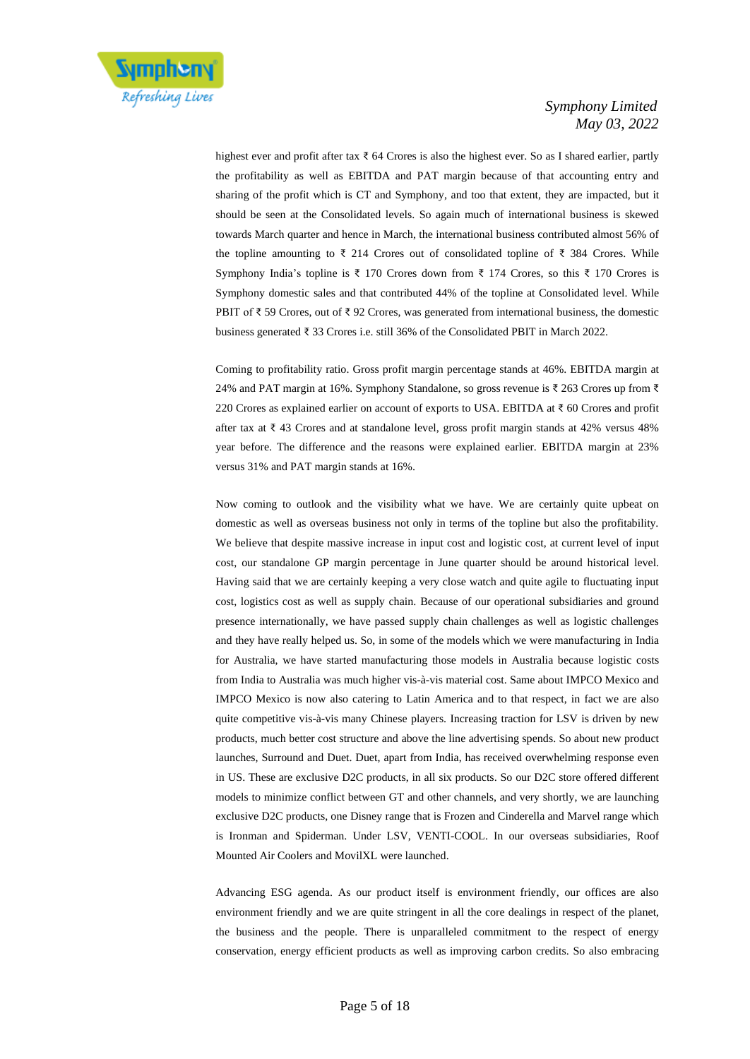highest ever and profit after tax ₹ 64 Crores is also the highest ever. So as I shared earlier, partly the profitability as well as EBITDA and PAT margin because of that accounting entry and sharing of the profit which is CT and Symphony, and too that extent, they are impacted, but it should be seen at the Consolidated levels. So again much of international business is skewed towards March quarter and hence in March, the international business contributed almost 56% of the topline amounting to ₹ 214 Crores out of consolidated topline of ₹ 384 Crores. While Symphony India's topline is ₹ 170 Crores down from ₹ 174 Crores, so this ₹ 170 Crores is Symphony domestic sales and that contributed 44% of the topline at Consolidated level. While PBIT of ₹ 59 Crores, out of ₹ 92 Crores, was generated from international business, the domestic business generated ₹ 33 Crores i.e. still 36% of the Consolidated PBIT in March 2022.

Coming to profitability ratio. Gross profit margin percentage stands at 46%. EBITDA margin at 24% and PAT margin at 16%. Symphony Standalone, so gross revenue is ₹ 263 Crores up from ₹ 220 Crores as explained earlier on account of exports to USA. EBITDA at ₹ 60 Crores and profit after tax at ₹ 43 Crores and at standalone level, gross profit margin stands at 42% versus 48% year before. The difference and the reasons were explained earlier. EBITDA margin at 23% versus 31% and PAT margin stands at 16%.

Now coming to outlook and the visibility what we have. We are certainly quite upbeat on domestic as well as overseas business not only in terms of the topline but also the profitability. We believe that despite massive increase in input cost and logistic cost, at current level of input cost, our standalone GP margin percentage in June quarter should be around historical level. Having said that we are certainly keeping a very close watch and quite agile to fluctuating input cost, logistics cost as well as supply chain. Because of our operational subsidiaries and ground presence internationally, we have passed supply chain challenges as well as logistic challenges and they have really helped us. So, in some of the models which we were manufacturing in India for Australia, we have started manufacturing those models in Australia because logistic costs from India to Australia was much higher vis-à-vis material cost. Same about IMPCO Mexico and IMPCO Mexico is now also catering to Latin America and to that respect, in fact we are also quite competitive vis-à-vis many Chinese players. Increasing traction for LSV is driven by new products, much better cost structure and above the line advertising spends. So about new product launches, Surround and Duet. Duet, apart from India, has received overwhelming response even in US. These are exclusive D2C products, in all six products. So our D2C store offered different models to minimize conflict between GT and other channels, and very shortly, we are launching exclusive D2C products, one Disney range that is Frozen and Cinderella and Marvel range which is Ironman and Spiderman. Under LSV, VENTI-COOL. In our overseas subsidiaries, Roof Mounted Air Coolers and MovilXL were launched.

Advancing ESG agenda. As our product itself is environment friendly, our offices are also environment friendly and we are quite stringent in all the core dealings in respect of the planet, the business and the people. There is unparalleled commitment to the respect of energy conservation, energy efficient products as well as improving carbon credits. So also embracing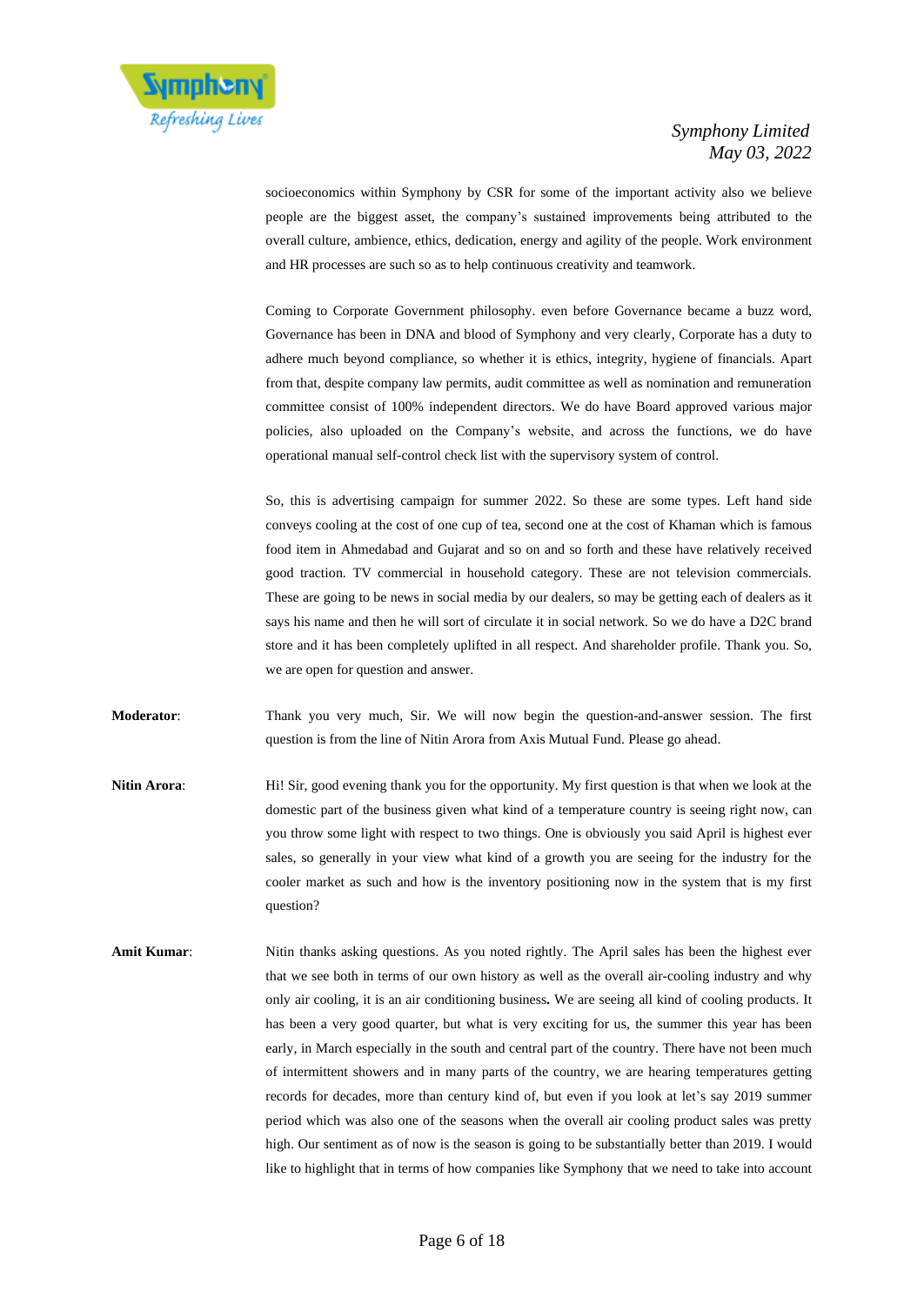socioeconomics within Symphony by CSR for some of the important activity also we believe people are the biggest asset, the company's sustained improvements being attributed to the overall culture, ambience, ethics, dedication, energy and agility of the people. Work environment and HR processes are such so as to help continuous creativity and teamwork.

Coming to Corporate Government philosophy. even before Governance became a buzz word, Governance has been in DNA and blood of Symphony and very clearly, Corporate has a duty to adhere much beyond compliance, so whether it is ethics, integrity, hygiene of financials. Apart from that, despite company law permits, audit committee as well as nomination and remuneration committee consist of 100% independent directors. We do have Board approved various major policies, also uploaded on the Company's website, and across the functions, we do have operational manual self-control check list with the supervisory system of control.

So, this is advertising campaign for summer 2022. So these are some types. Left hand side conveys cooling at the cost of one cup of tea, second one at the cost of Khaman which is famous food item in Ahmedabad and Gujarat and so on and so forth and these have relatively received good traction. TV commercial in household category. These are not television commercials. These are going to be news in social media by our dealers, so may be getting each of dealers as it says his name and then he will sort of circulate it in social network. So we do have a D2C brand store and it has been completely uplifted in all respect. And shareholder profile. Thank you. So, we are open for question and answer.

**Moderator**: Thank you very much, Sir. We will now begin the question-and-answer session. The first question is from the line of Nitin Arora from Axis Mutual Fund. Please go ahead.

**Nitin Arora**: Hi! Sir, good evening thank you for the opportunity. My first question is that when we look at the domestic part of the business given what kind of a temperature country is seeing right now, can you throw some light with respect to two things. One is obviously you said April is highest ever sales, so generally in your view what kind of a growth you are seeing for the industry for the cooler market as such and how is the inventory positioning now in the system that is my first question?

**Amit Kumar**: Nitin thanks asking questions. As you noted rightly. The April sales has been the highest ever that we see both in terms of our own history as well as the overall air-cooling industry and why only air cooling, it is an air conditioning business**.** We are seeing all kind of cooling products. It has been a very good quarter, but what is very exciting for us, the summer this year has been early, in March especially in the south and central part of the country. There have not been much of intermittent showers and in many parts of the country, we are hearing temperatures getting records for decades, more than century kind of, but even if you look at let's say 2019 summer period which was also one of the seasons when the overall air cooling product sales was pretty high. Our sentiment as of now is the season is going to be substantially better than 2019. I would like to highlight that in terms of how companies like Symphony that we need to take into account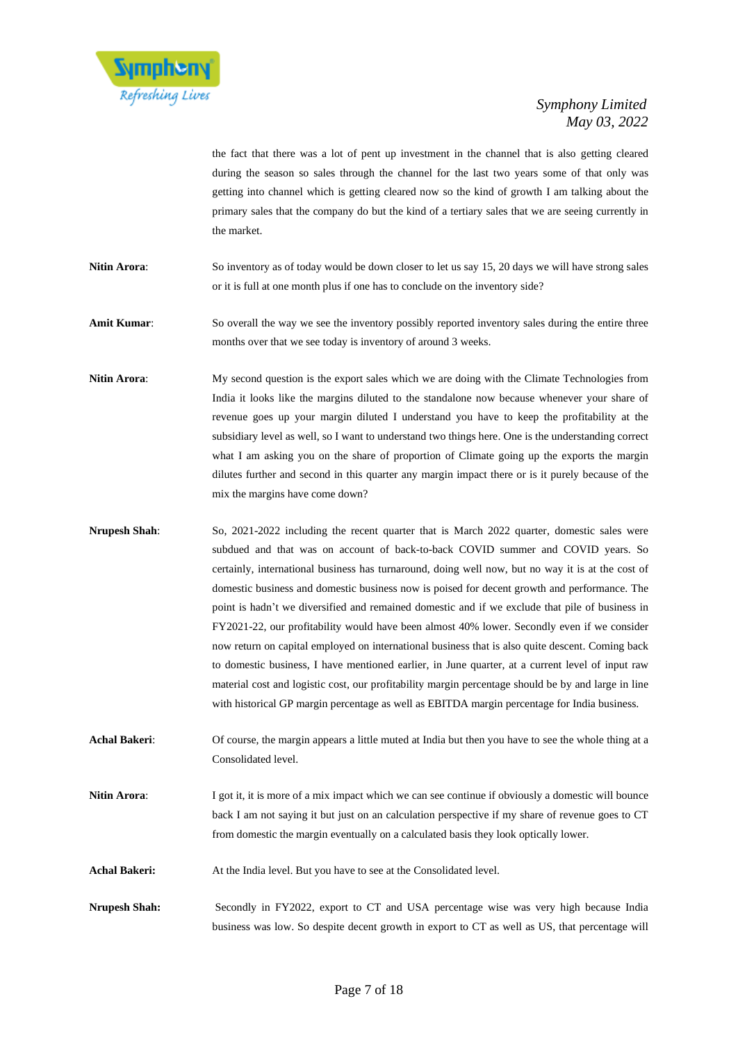the fact that there was a lot of pent up investment in the channel that is also getting cleared during the season so sales through the channel for the last two years some of that only was getting into channel which is getting cleared now so the kind of growth I am talking about the primary sales that the company do but the kind of a tertiary sales that we are seeing currently in the market.

**Nitin Arora**: So inventory as of today would be down closer to let us say 15, 20 days we will have strong sales or it is full at one month plus if one has to conclude on the inventory side?

**Amit Kumar**: So overall the way we see the inventory possibly reported inventory sales during the entire three months over that we see today is inventory of around 3 weeks.

**Nitin Arora**: My second question is the export sales which we are doing with the Climate Technologies from India it looks like the margins diluted to the standalone now because whenever your share of revenue goes up your margin diluted I understand you have to keep the profitability at the subsidiary level as well, so I want to understand two things here. One is the understanding correct what I am asking you on the share of proportion of Climate going up the exports the margin dilutes further and second in this quarter any margin impact there or is it purely because of the mix the margins have come down?

**Nrupesh Shah**: So, 2021-2022 including the recent quarter that is March 2022 quarter, domestic sales were subdued and that was on account of back-to-back COVID summer and COVID years. So certainly, international business has turnaround, doing well now, but no way it is at the cost of domestic business and domestic business now is poised for decent growth and performance. The point is hadn't we diversified and remained domestic and if we exclude that pile of business in FY2021-22, our profitability would have been almost 40% lower. Secondly even if we consider now return on capital employed on international business that is also quite descent. Coming back to domestic business, I have mentioned earlier, in June quarter, at a current level of input raw material cost and logistic cost, our profitability margin percentage should be by and large in line with historical GP margin percentage as well as EBITDA margin percentage for India business.

**Achal Bakeri**: Of course, the margin appears a little muted at India but then you have to see the whole thing at a Consolidated level.

**Nitin Arora**: I got it, it is more of a mix impact which we can see continue if obviously a domestic will bounce back I am not saying it but just on an calculation perspective if my share of revenue goes to CT from domestic the margin eventually on a calculated basis they look optically lower.

**Achal Bakeri:** At the India level. But you have to see at the Consolidated level.

**Nrupesh Shah:** Secondly in FY2022, export to CT and USA percentage wise was very high because India business was low. So despite decent growth in export to CT as well as US, that percentage will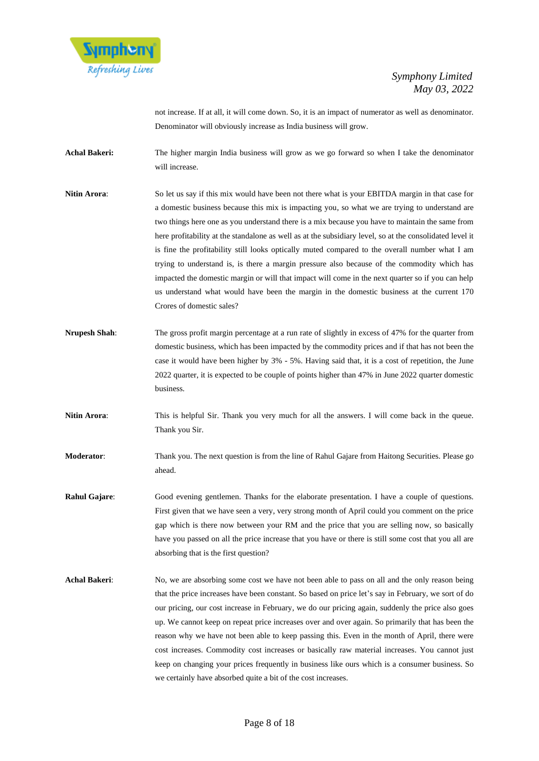not increase. If at all, it will come down. So, it is an impact of numerator as well as denominator. Denominator will obviously increase as India business will grow.

**Achal Bakeri:** The higher margin India business will grow as we go forward so when I take the denominator will increase.

**Nitin Arora**: So let us say if this mix would have been not there what is your EBITDA margin in that case for a domestic business because this mix is impacting you, so what we are trying to understand are two things here one as you understand there is a mix because you have to maintain the same from here profitability at the standalone as well as at the subsidiary level, so at the consolidated level it is fine the profitability still looks optically muted compared to the overall number what I am trying to understand is, is there a margin pressure also because of the commodity which has impacted the domestic margin or will that impact will come in the next quarter so if you can help us understand what would have been the margin in the domestic business at the current 170 Crores of domestic sales?

**Nrupesh Shah**: The gross profit margin percentage at a run rate of slightly in excess of 47% for the quarter from domestic business, which has been impacted by the commodity prices and if that has not been the case it would have been higher by 3% - 5%. Having said that, it is a cost of repetition, the June 2022 quarter, it is expected to be couple of points higher than 47% in June 2022 quarter domestic business.

**Nitin Arora**: This is helpful Sir. Thank you very much for all the answers. I will come back in the queue. Thank you Sir.

**Moderator**: Thank you. The next question is from the line of Rahul Gajare from Haitong Securities. Please go ahead.

**Rahul Gajare**: Good evening gentlemen. Thanks for the elaborate presentation. I have a couple of questions. First given that we have seen a very, very strong month of April could you comment on the price gap which is there now between your RM and the price that you are selling now, so basically have you passed on all the price increase that you have or there is still some cost that you all are absorbing that is the first question?

**Achal Bakeri**: No, we are absorbing some cost we have not been able to pass on all and the only reason being that the price increases have been constant. So based on price let's say in February, we sort of do our pricing, our cost increase in February, we do our pricing again, suddenly the price also goes up. We cannot keep on repeat price increases over and over again. So primarily that has been the reason why we have not been able to keep passing this. Even in the month of April, there were cost increases. Commodity cost increases or basically raw material increases. You cannot just keep on changing your prices frequently in business like ours which is a consumer business. So we certainly have absorbed quite a bit of the cost increases.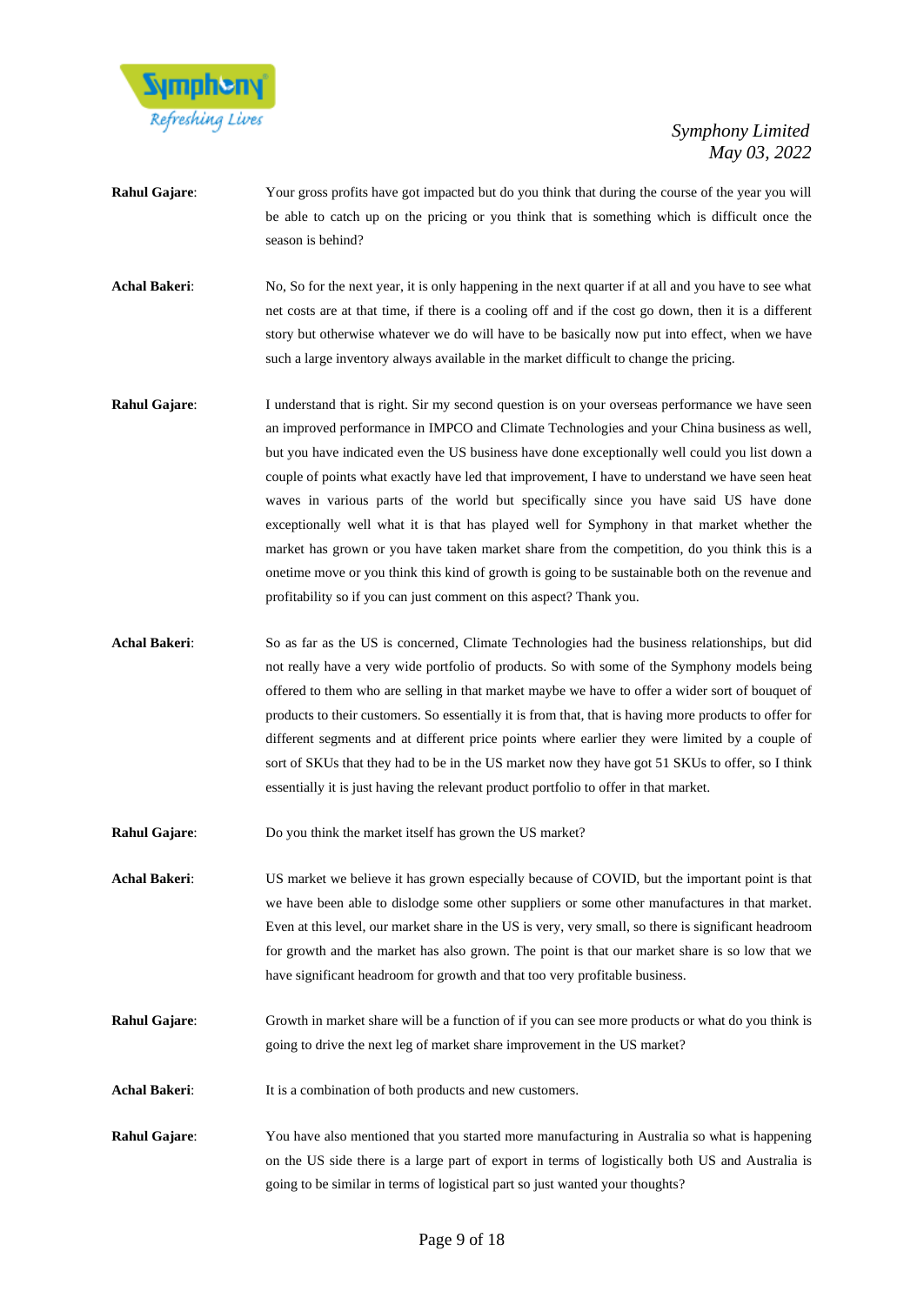**Rahul Gajare**: Your gross profits have got impacted but do you think that during the course of the year you will be able to catch up on the pricing or you think that is something which is difficult once the season is behind?

**Achal Bakeri**: No, So for the next year, it is only happening in the next quarter if at all and you have to see what net costs are at that time, if there is a cooling off and if the cost go down, then it is a different story but otherwise whatever we do will have to be basically now put into effect, when we have such a large inventory always available in the market difficult to change the pricing.

**Rahul Gajare**: I understand that is right. Sir my second question is on your overseas performance we have seen an improved performance in IMPCO and Climate Technologies and your China business as well, but you have indicated even the US business have done exceptionally well could you list down a couple of points what exactly have led that improvement, I have to understand we have seen heat waves in various parts of the world but specifically since you have said US have done exceptionally well what it is that has played well for Symphony in that market whether the market has grown or you have taken market share from the competition, do you think this is a onetime move or you think this kind of growth is going to be sustainable both on the revenue and profitability so if you can just comment on this aspect? Thank you.

**Achal Bakeri**: So as far as the US is concerned, Climate Technologies had the business relationships, but did not really have a very wide portfolio of products. So with some of the Symphony models being offered to them who are selling in that market maybe we have to offer a wider sort of bouquet of products to their customers. So essentially it is from that, that is having more products to offer for different segments and at different price points where earlier they were limited by a couple of sort of SKUs that they had to be in the US market now they have got 51 SKUs to offer, so I think essentially it is just having the relevant product portfolio to offer in that market.

**Rahul Gajare**: Do you think the market itself has grown the US market?

**Achal Bakeri**: US market we believe it has grown especially because of COVID, but the important point is that we have been able to dislodge some other suppliers or some other manufactures in that market. Even at this level, our market share in the US is very, very small, so there is significant headroom for growth and the market has also grown. The point is that our market share is so low that we have significant headroom for growth and that too very profitable business.

**Rahul Gajare**: Growth in market share will be a function of if you can see more products or what do you think is going to drive the next leg of market share improvement in the US market?

**Achal Bakeri**: It is a combination of both products and new customers.

**Rahul Gajare**: You have also mentioned that you started more manufacturing in Australia so what is happening on the US side there is a large part of export in terms of logistically both US and Australia is going to be similar in terms of logistical part so just wanted your thoughts?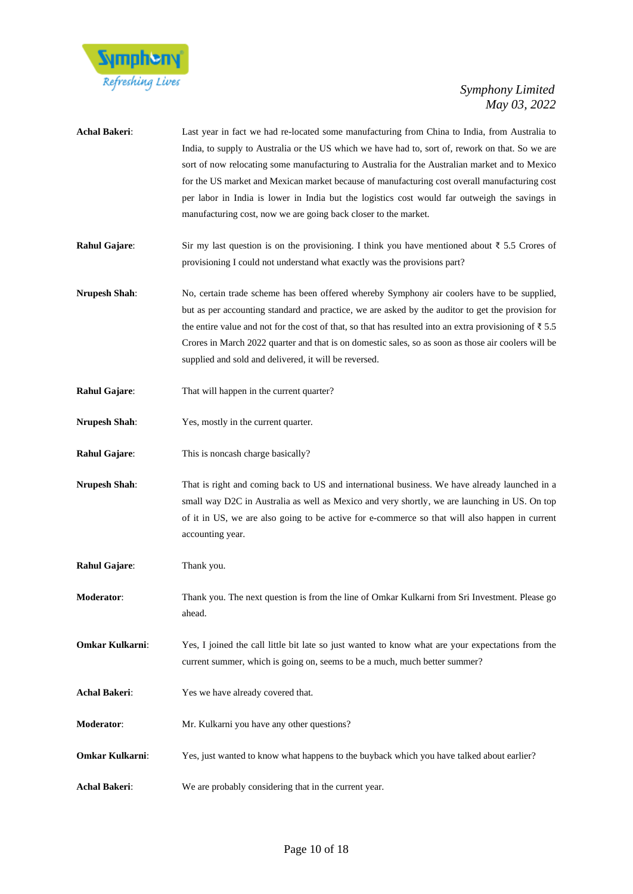**Achal Bakeri**: Last year in fact we had re-located some manufacturing from China to India, from Australia to India, to supply to Australia or the US which we have had to, sort of, rework on that. So we are sort of now relocating some manufacturing to Australia for the Australian market and to Mexico for the US market and Mexican market because of manufacturing cost overall manufacturing cost per labor in India is lower in India but the logistics cost would far outweigh the savings in manufacturing cost, now we are going back closer to the market.

**Rahul Gajare**: Sir my last question is on the provisioning. I think you have mentioned about ₹ 5.5 Crores of provisioning I could not understand what exactly was the provisions part?

**Nrupesh Shah**: No, certain trade scheme has been offered whereby Symphony air coolers have to be supplied, but as per accounting standard and practice, we are asked by the auditor to get the provision for the entire value and not for the cost of that, so that has resulted into an extra provisioning of ₹ 5.5 Crores in March 2022 quarter and that is on domestic sales, so as soon as those air coolers will be supplied and sold and delivered, it will be reversed.

**Rahul Gajare**: That will happen in the current quarter?

**Nrupesh Shah**: Yes, mostly in the current quarter.

**Rahul Gajare**: This is noncash charge basically?

**Nrupesh Shah**: That is right and coming back to US and international business. We have already launched in a small way D2C in Australia as well as Mexico and very shortly, we are launching in US. On top of it in US, we are also going to be active for e-commerce so that will also happen in current accounting year.

**Rahul Gajare**: Thank you.

**Moderator**: Thank you. The next question is from the line of Omkar Kulkarni from Sri Investment. Please go ahead.

**Omkar Kulkarni**: Yes, I joined the call little bit late so just wanted to know what are your expectations from the current summer, which is going on, seems to be a much, much better summer?

**Achal Bakeri**: Yes we have already covered that.

**Moderator**: Mr. Kulkarni you have any other questions?

**Omkar Kulkarni**: Yes, just wanted to know what happens to the buyback which you have talked about earlier?

**Achal Bakeri**: We are probably considering that in the current year.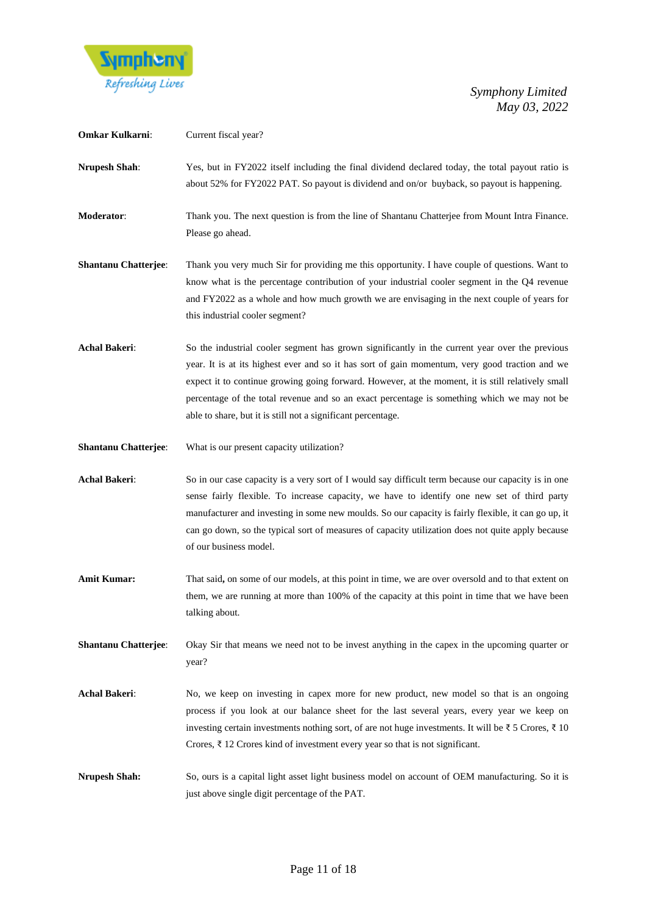**Omkar Kulkarni**: Current fiscal year?

**Nrupesh Shah**: Yes, but in FY2022 itself including the final dividend declared today, the total payout ratio is about 52% for FY2022 PAT. So payout is dividend and on/or buyback, so payout is happening.

**Moderator**: Thank you. The next question is from the line of Shantanu Chatterjee from Mount Intra Finance. Please go ahead.

**Shantanu Chatterjee**: Thank you very much Sir for providing me this opportunity. I have couple of questions. Want to know what is the percentage contribution of your industrial cooler segment in the Q4 revenue and FY2022 as a whole and how much growth we are envisaging in the next couple of years for this industrial cooler segment?

**Achal Bakeri**: So the industrial cooler segment has grown significantly in the current year over the previous year. It is at its highest ever and so it has sort of gain momentum, very good traction and we expect it to continue growing going forward. However, at the moment, it is still relatively small percentage of the total revenue and so an exact percentage is something which we may not be able to share, but it is still not a significant percentage.

**Shantanu Chatterjee**: What is our present capacity utilization?

**Achal Bakeri**: So in our case capacity is a very sort of I would say difficult term because our capacity is in one sense fairly flexible. To increase capacity, we have to identify one new set of third party manufacturer and investing in some new moulds. So our capacity is fairly flexible, it can go up, it can go down, so the typical sort of measures of capacity utilization does not quite apply because of our business model.

**Amit Kumar:** That said**,** on some of our models, at this point in time, we are over oversold and to that extent on them, we are running at more than 100% of the capacity at this point in time that we have been talking about.

**Shantanu Chatterjee**: Okay Sir that means we need not to be invest anything in the capex in the upcoming quarter or year?

**Achal Bakeri**: No, we keep on investing in capex more for new product, new model so that is an ongoing process if you look at our balance sheet for the last several years, every year we keep on investing certain investments nothing sort, of are not huge investments. It will be ₹ 5 Crores, ₹ 10 Crores, ₹ 12 Crores kind of investment every year so that is not significant.

**Nrupesh Shah:** So, ours is a capital light asset light business model on account of OEM manufacturing. So it is just above single digit percentage of the PAT.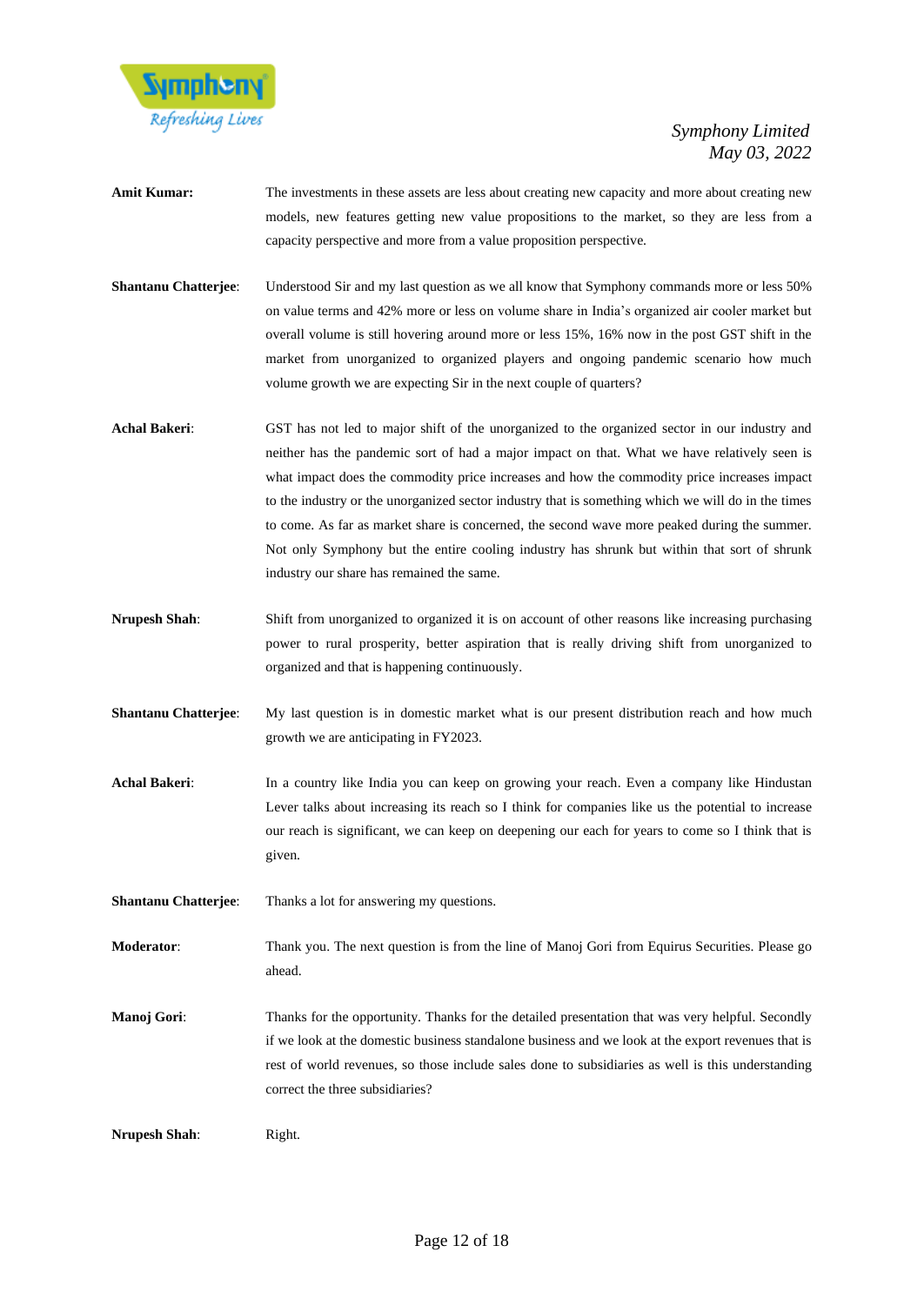**Amit Kumar:** The investments in these assets are less about creating new capacity and more about creating new models, new features getting new value propositions to the market, so they are less from a capacity perspective and more from a value proposition perspective.

**Shantanu Chatterjee**: Understood Sir and my last question as we all know that Symphony commands more or less 50% on value terms and 42% more or less on volume share in India's organized air cooler market but overall volume is still hovering around more or less 15%, 16% now in the post GST shift in the market from unorganized to organized players and ongoing pandemic scenario how much volume growth we are expecting Sir in the next couple of quarters?

**Achal Bakeri**: GST has not led to major shift of the unorganized to the organized sector in our industry and neither has the pandemic sort of had a major impact on that. What we have relatively seen is what impact does the commodity price increases and how the commodity price increases impact to the industry or the unorganized sector industry that is something which we will do in the times to come. As far as market share is concerned, the second wave more peaked during the summer. Not only Symphony but the entire cooling industry has shrunk but within that sort of shrunk industry our share has remained the same.

**Nrupesh Shah**: Shift from unorganized to organized it is on account of other reasons like increasing purchasing power to rural prosperity, better aspiration that is really driving shift from unorganized to organized and that is happening continuously.

**Shantanu Chatterjee**: My last question is in domestic market what is our present distribution reach and how much growth we are anticipating in FY2023.

**Achal Bakeri**: In a country like India you can keep on growing your reach. Even a company like Hindustan Lever talks about increasing its reach so I think for companies like us the potential to increase our reach is significant, we can keep on deepening our each for years to come so I think that is given.

**Shantanu Chatterjee**: Thanks a lot for answering my questions.

**Moderator**: Thank you. The next question is from the line of Manoj Gori from Equirus Securities. Please go ahead.

**Manoj Gori**: Thanks for the opportunity. Thanks for the detailed presentation that was very helpful. Secondly if we look at the domestic business standalone business and we look at the export revenues that is rest of world revenues, so those include sales done to subsidiaries as well is this understanding correct the three subsidiaries?

**Nrupesh Shah**: Right.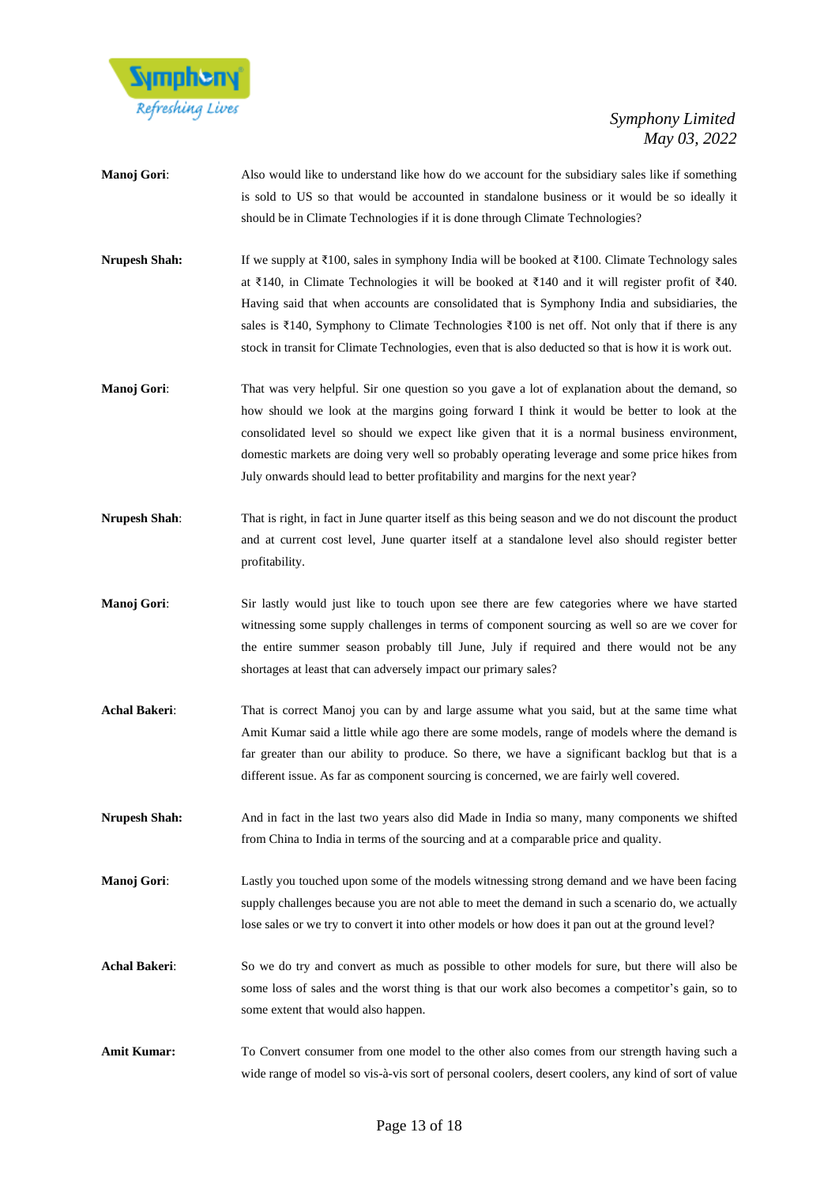**Manoj Gori**: Also would like to understand like how do we account for the subsidiary sales like if something is sold to US so that would be accounted in standalone business or it would be so ideally it should be in Climate Technologies if it is done through Climate Technologies?

**Nrupesh Shah:** If we supply at ₹100, sales in symphony India will be booked at ₹100. Climate Technology sales at ₹140, in Climate Technologies it will be booked at ₹140 and it will register profit of ₹40. Having said that when accounts are consolidated that is Symphony India and subsidiaries, the sales is ₹140, Symphony to Climate Technologies ₹100 is net off. Not only that if there is any stock in transit for Climate Technologies, even that is also deducted so that is how it is work out.

**Manoj Gori**: That was very helpful. Sir one question so you gave a lot of explanation about the demand, so how should we look at the margins going forward I think it would be better to look at the consolidated level so should we expect like given that it is a normal business environment, domestic markets are doing very well so probably operating leverage and some price hikes from July onwards should lead to better profitability and margins for the next year?

**Nrupesh Shah**: That is right, in fact in June quarter itself as this being season and we do not discount the product and at current cost level, June quarter itself at a standalone level also should register better profitability.

**Manoj Gori**: Sir lastly would just like to touch upon see there are few categories where we have started witnessing some supply challenges in terms of component sourcing as well so are we cover for the entire summer season probably till June, July if required and there would not be any shortages at least that can adversely impact our primary sales?

**Achal Bakeri**: That is correct Manoj you can by and large assume what you said, but at the same time what Amit Kumar said a little while ago there are some models, range of models where the demand is far greater than our ability to produce. So there, we have a significant backlog but that is a different issue. As far as component sourcing is concerned, we are fairly well covered.

**Nrupesh Shah:** And in fact in the last two years also did Made in India so many, many components we shifted from China to India in terms of the sourcing and at a comparable price and quality.

**Manoj Gori**: Lastly you touched upon some of the models witnessing strong demand and we have been facing supply challenges because you are not able to meet the demand in such a scenario do, we actually lose sales or we try to convert it into other models or how does it pan out at the ground level?

**Achal Bakeri**: So we do try and convert as much as possible to other models for sure, but there will also be some loss of sales and the worst thing is that our work also becomes a competitor's gain, so to some extent that would also happen.

**Amit Kumar:** To Convert consumer from one model to the other also comes from our strength having such a wide range of model so vis-à-vis sort of personal coolers, desert coolers, any kind of sort of value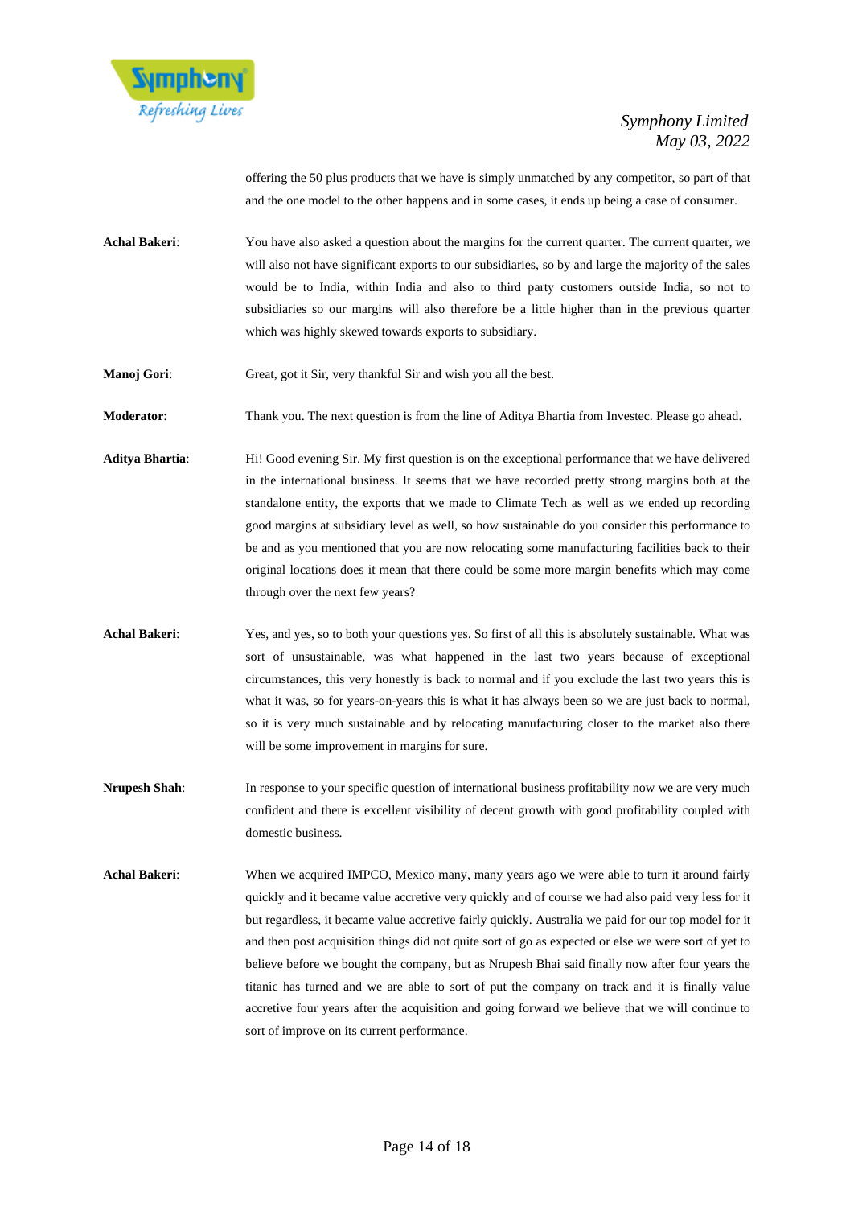offering the 50 plus products that we have is simply unmatched by any competitor, so part of that and the one model to the other happens and in some cases, it ends up being a case of consumer.

**Achal Bakeri**: You have also asked a question about the margins for the current quarter. The current quarter, we will also not have significant exports to our subsidiaries, so by and large the majority of the sales would be to India, within India and also to third party customers outside India, so not to subsidiaries so our margins will also therefore be a little higher than in the previous quarter which was highly skewed towards exports to subsidiary.

**Manoj Gori**: Great, got it Sir, very thankful Sir and wish you all the best.

**Moderator**: Thank you. The next question is from the line of Aditya Bhartia from Investec. Please go ahead.

**Aditya Bhartia**: Hi! Good evening Sir. My first question is on the exceptional performance that we have delivered in the international business. It seems that we have recorded pretty strong margins both at the standalone entity, the exports that we made to Climate Tech as well as we ended up recording good margins at subsidiary level as well, so how sustainable do you consider this performance to be and as you mentioned that you are now relocating some manufacturing facilities back to their original locations does it mean that there could be some more margin benefits which may come through over the next few years?

**Achal Bakeri**: Yes, and yes, so to both your questions yes. So first of all this is absolutely sustainable. What was sort of unsustainable, was what happened in the last two years because of exceptional circumstances, this very honestly is back to normal and if you exclude the last two years this is what it was, so for years-on-years this is what it has always been so we are just back to normal, so it is very much sustainable and by relocating manufacturing closer to the market also there will be some improvement in margins for sure.

**Nrupesh Shah**: In response to your specific question of international business profitability now we are very much confident and there is excellent visibility of decent growth with good profitability coupled with domestic business.

**Achal Bakeri**: When we acquired IMPCO, Mexico many, many years ago we were able to turn it around fairly quickly and it became value accretive very quickly and of course we had also paid very less for it but regardless, it became value accretive fairly quickly. Australia we paid for our top model for it and then post acquisition things did not quite sort of go as expected or else we were sort of yet to believe before we bought the company, but as Nrupesh Bhai said finally now after four years the titanic has turned and we are able to sort of put the company on track and it is finally value accretive four years after the acquisition and going forward we believe that we will continue to sort of improve on its current performance.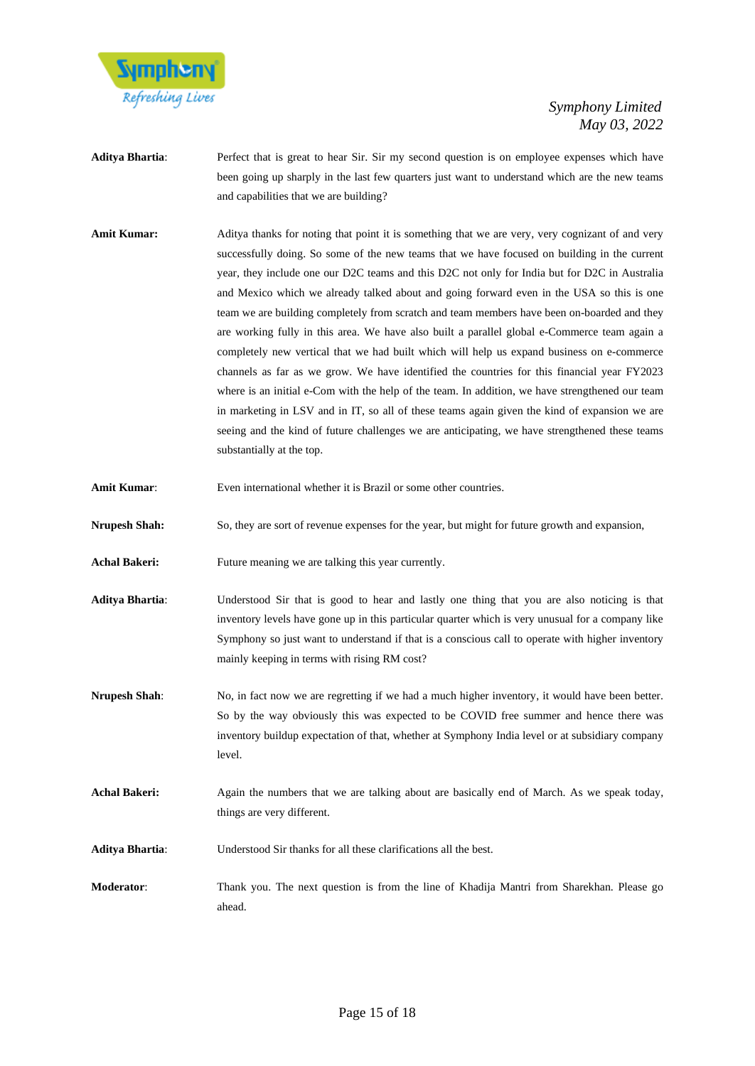**Aditya Bhartia**: Perfect that is great to hear Sir. Sir my second question is on employee expenses which have been going up sharply in the last few quarters just want to understand which are the new teams and capabilities that we are building?

**Amit Kumar:** Aditya thanks for noting that point it is something that we are very, very cognizant of and very successfully doing. So some of the new teams that we have focused on building in the current year, they include one our D2C teams and this D2C not only for India but for D2C in Australia and Mexico which we already talked about and going forward even in the USA so this is one team we are building completely from scratch and team members have been on-boarded and they are working fully in this area. We have also built a parallel global e-Commerce team again a completely new vertical that we had built which will help us expand business on e-commerce channels as far as we grow. We have identified the countries for this financial year FY2023 where is an initial e-Com with the help of the team. In addition, we have strengthened our team in marketing in LSV and in IT, so all of these teams again given the kind of expansion we are seeing and the kind of future challenges we are anticipating, we have strengthened these teams substantially at the top.

**Amit Kumar**: Even international whether it is Brazil or some other countries.

**Nrupesh Shah:** So, they are sort of revenue expenses for the year, but might for future growth and expansion,

**Achal Bakeri:** Future meaning we are talking this year currently.

**Aditya Bhartia**: Understood Sir that is good to hear and lastly one thing that you are also noticing is that inventory levels have gone up in this particular quarter which is very unusual for a company like Symphony so just want to understand if that is a conscious call to operate with higher inventory mainly keeping in terms with rising RM cost?

**Nrupesh Shah**: No, in fact now we are regretting if we had a much higher inventory, it would have been better. So by the way obviously this was expected to be COVID free summer and hence there was inventory buildup expectation of that, whether at Symphony India level or at subsidiary company level.

**Achal Bakeri:** Again the numbers that we are talking about are basically end of March. As we speak today, things are very different.

**Aditya Bhartia**: Understood Sir thanks for all these clarifications all the best.

**Moderator**: Thank you. The next question is from the line of Khadija Mantri from Sharekhan. Please go ahead.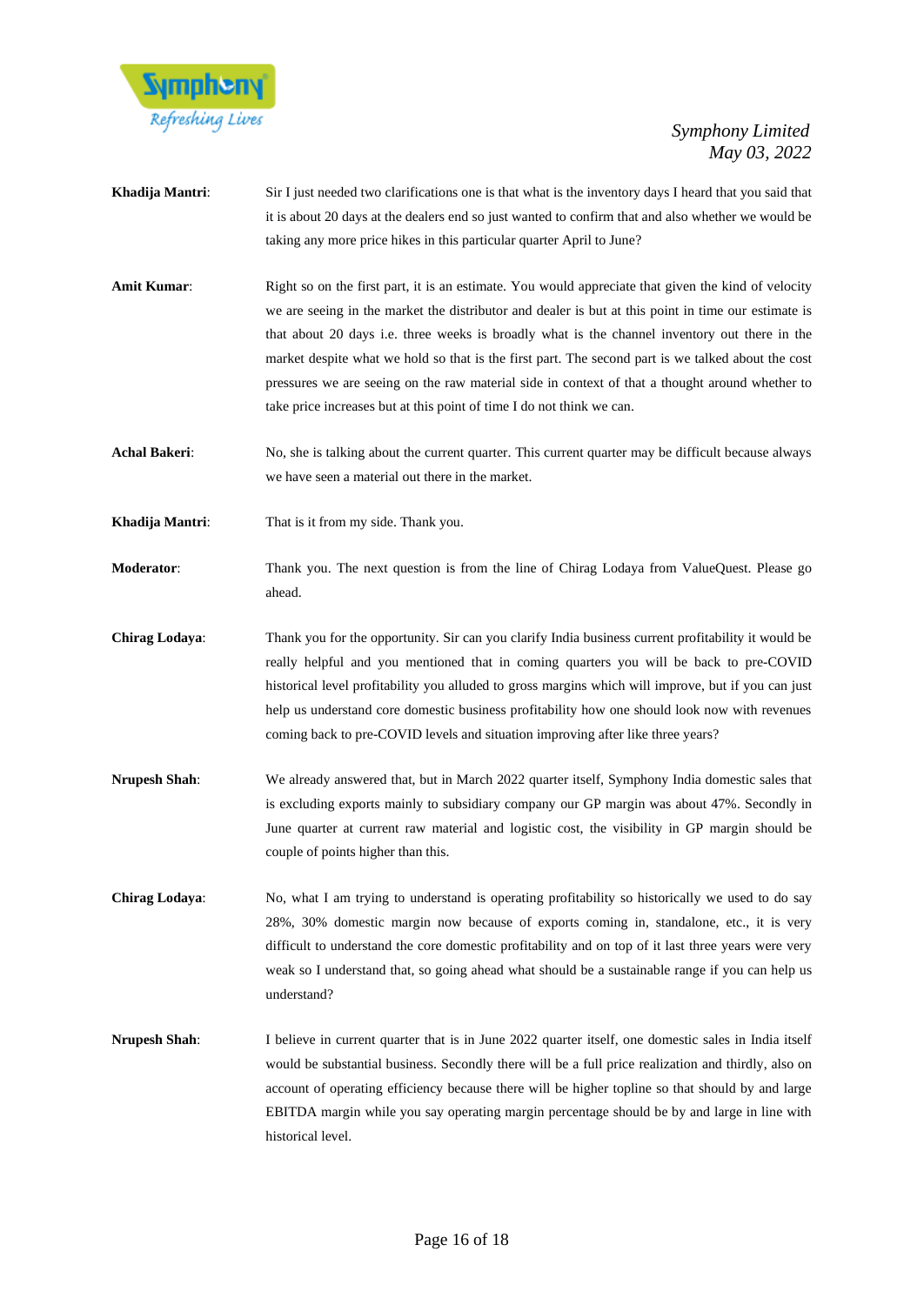**Khadija Mantri**: Sir I just needed two clarifications one is that what is the inventory days I heard that you said that it is about 20 days at the dealers end so just wanted to confirm that and also whether we would be taking any more price hikes in this particular quarter April to June?

**Amit Kumar**: Right so on the first part, it is an estimate. You would appreciate that given the kind of velocity we are seeing in the market the distributor and dealer is but at this point in time our estimate is that about 20 days i.e. three weeks is broadly what is the channel inventory out there in the market despite what we hold so that is the first part. The second part is we talked about the cost pressures we are seeing on the raw material side in context of that a thought around whether to take price increases but at this point of time I do not think we can.

**Achal Bakeri**: No, she is talking about the current quarter. This current quarter may be difficult because always we have seen a material out there in the market.

**Khadija Mantri**: That is it from my side. Thank you.

**Moderator**: Thank you. The next question is from the line of Chirag Lodaya from ValueQuest. Please go ahead.

**Chirag Lodaya**: Thank you for the opportunity. Sir can you clarify India business current profitability it would be really helpful and you mentioned that in coming quarters you will be back to pre-COVID historical level profitability you alluded to gross margins which will improve, but if you can just help us understand core domestic business profitability how one should look now with revenues coming back to pre-COVID levels and situation improving after like three years?

**Nrupesh Shah**: We already answered that, but in March 2022 quarter itself, Symphony India domestic sales that is excluding exports mainly to subsidiary company our GP margin was about 47%. Secondly in June quarter at current raw material and logistic cost, the visibility in GP margin should be couple of points higher than this.

**Chirag Lodaya**: No, what I am trying to understand is operating profitability so historically we used to do say 28%, 30% domestic margin now because of exports coming in, standalone, etc., it is very difficult to understand the core domestic profitability and on top of it last three years were very weak so I understand that, so going ahead what should be a sustainable range if you can help us understand?

**Nrupesh Shah**: I believe in current quarter that is in June 2022 quarter itself, one domestic sales in India itself would be substantial business. Secondly there will be a full price realization and thirdly, also on account of operating efficiency because there will be higher topline so that should by and large EBITDA margin while you say operating margin percentage should be by and large in line with historical level.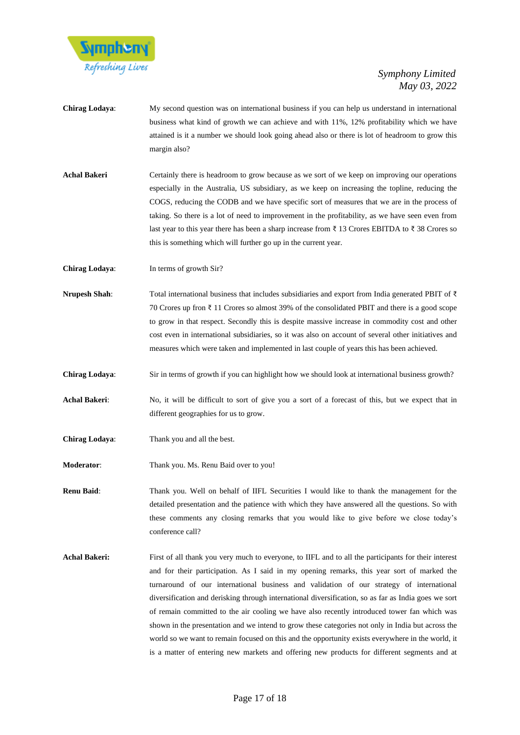**Chirag Lodaya**: My second question was on international business if you can help us understand in international business what kind of growth we can achieve and with 11%, 12% profitability which we have attained is it a number we should look going ahead also or there is lot of headroom to grow this margin also?

**Achal Bakeri** Certainly there is headroom to grow because as we sort of we keep on improving our operations especially in the Australia, US subsidiary, as we keep on increasing the topline, reducing the COGS, reducing the CODB and we have specific sort of measures that we are in the process of taking. So there is a lot of need to improvement in the profitability, as we have seen even from last year to this year there has been a sharp increase from ₹ 13 Crores EBITDA to ₹ 38 Crores so this is something which will further go up in the current year.

**Chirag Lodaya**: In terms of growth Sir?

**Nrupesh Shah**: Total international business that includes subsidiaries and export from India generated PBIT of ₹ 70 Crores up fron ₹ 11 Crores so almost 39% of the consolidated PBIT and there is a good scope to grow in that respect. Secondly this is despite massive increase in commodity cost and other cost even in international subsidiaries, so it was also on account of several other initiatives and measures which were taken and implemented in last couple of years this has been achieved.

**Chirag Lodaya**: Sir in terms of growth if you can highlight how we should look at international business growth?

**Achal Bakeri**: No, it will be difficult to sort of give you a sort of a forecast of this, but we expect that in different geographies for us to grow.

**Chirag Lodaya**: Thank you and all the best.

**Moderator**: Thank you. Ms. Renu Baid over to you!

**Renu Baid**: Thank you. Well on behalf of IIFL Securities I would like to thank the management for the detailed presentation and the patience with which they have answered all the questions. So with these comments any closing remarks that you would like to give before we close today's conference call?

**Achal Bakeri:** First of all thank you very much to everyone, to IIFL and to all the participants for their interest and for their participation. As I said in my opening remarks, this year sort of marked the turnaround of our international business and validation of our strategy of international diversification and derisking through international diversification, so as far as India goes we sort of remain committed to the air cooling we have also recently introduced tower fan which was shown in the presentation and we intend to grow these categories not only in India but across the world so we want to remain focused on this and the opportunity exists everywhere in the world, it is a matter of entering new markets and offering new products for different segments and at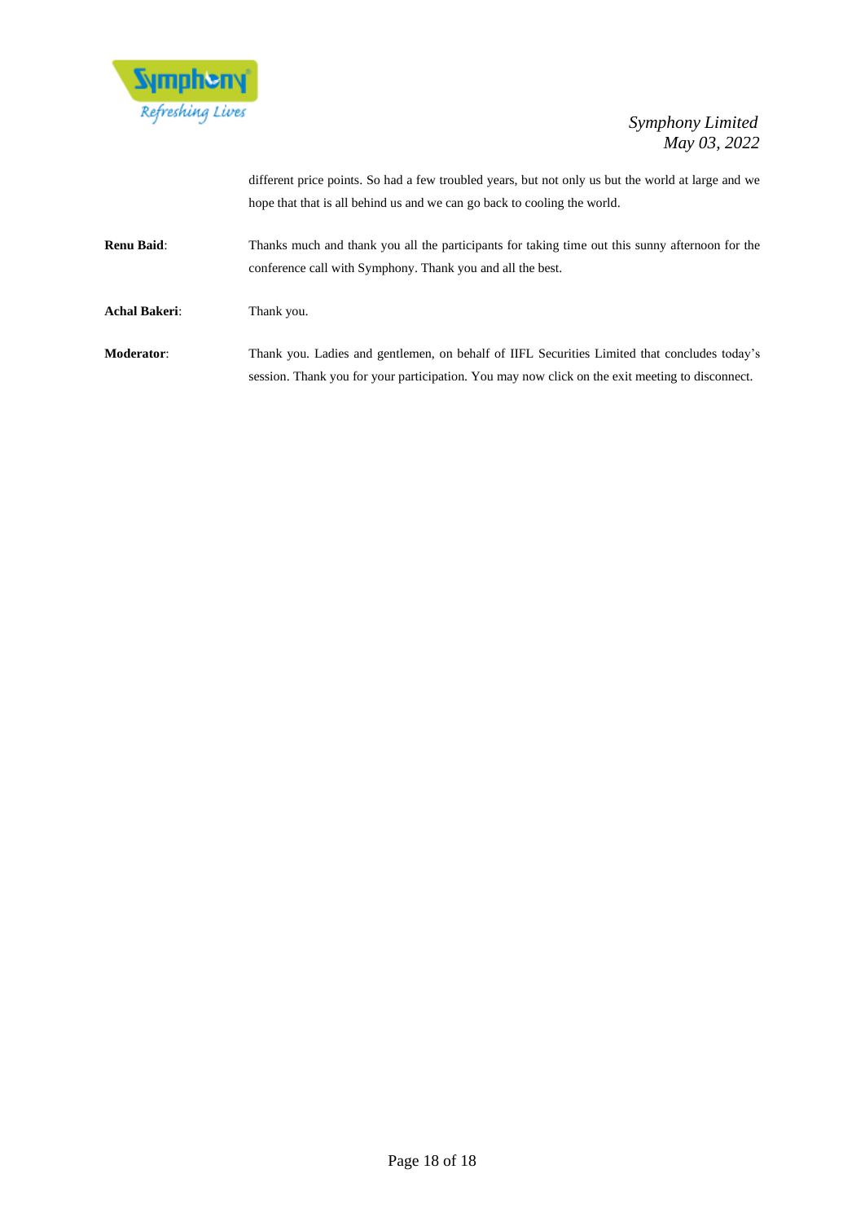different price points. So had a few troubled years, but not only us but the world at large and we hope that that is all behind us and we can go back to cooling the world.

**Renu Baid**: Thanks much and thank you all the participants for taking time out this sunny afternoon for the conference call with Symphony. Thank you and all the best.

**Achal Bakeri**: Thank you.

**Moderator**: Thank you. Ladies and gentlemen, on behalf of IIFL Securities Limited that concludes today's session. Thank you for your participation. You may now click on the exit meeting to disconnect.